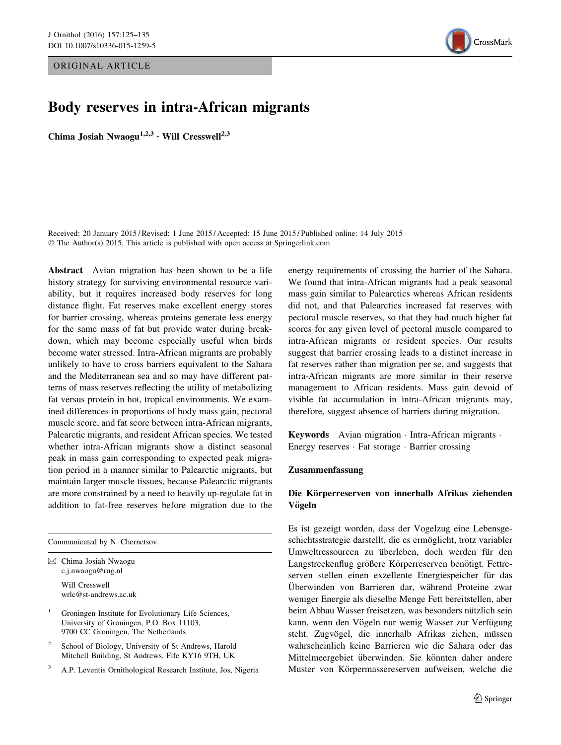ORIGINAL ARTICLE

# Body reserves in intra-African migrants

**Chima Josiah Nwaogu[1,2,3] · Will Cresswell[2,3]**

Received: 20 January 2015 / Revised: 1 June 2015 / Accepted: 15 June 2015 / Published online: 14 July 2015
© The Author(s) 2015. This article is published with open access at Springerlink.com

**Abstract** Avian migration has been shown to be a life history strategy for surviving environmental resource variability, but it requires increased body reserves for long distance flight. Fat reserves make excellent energy stores for barrier crossing, whereas proteins generate less energy for the same mass of fat but provide water during breakdown, which may become especially useful when birds become water stressed. Intra-African migrants are probably unlikely to have to cross barriers equivalent to the Sahara and the Mediterranean sea and so may have different patterns of mass reserves reflecting the utility of metabolizing fat versus protein in hot, tropical environments. We examined differences in proportions of body mass gain, pectoral muscle score, and fat score between intra-African migrants, Palearctic migrants, and resident African species. We tested whether intra-African migrants show a distinct seasonal peak in mass gain corresponding to expected peak migration period in a manner similar to Palearctic migrants, but maintain larger muscle tissues, because Palearctic migrants are more constrained by a need to heavily up-regulate fat in addition to fat-free reserves before migration due to the energy requirements of crossing the barrier of the Sahara. We found that intra-African migrants had a peak seasonal mass gain similar to Palearctics whereas African residents did not, and that Palearctics increased fat reserves with pectoral muscle reserves, so that they had much higher fat scores for any given level of pectoral muscle compared to intra-African migrants or resident species. Our results suggest that barrier crossing leads to a distinct increase in fat reserves rather than migration per se, and suggests that intra-African migrants are more similar in their reserve management to African residents. Mass gain devoid of visible fat accumulation in intra-African migrants may, therefore, suggest absence of barriers during migration.

**Keywords** Avian migration · Intra-African migrants · Energy reserves · Fat storage · Barrier crossing

## Zusammenfassung

### Die Körperreserven von innerhalb Afrikas ziehenden Vögeln

Es ist gezeigt worden, dass der Vogelzug eine Lebensgeschichtsstrategie darstellt, die es ermöglicht, trotz variabler Umweltressourcen zu überleben, doch werden für den Langstreckenflug größere Körperreserven benötigt. Fettreserven stellen einen exzellente Energiespeicher für das Überwinden von Barrieren dar, während Proteine zwar weniger Energie als dieselbe Menge Fett bereitstellen, aber beim Abbau Wasser freisetzen, was besonders nützlich sein kann, wenn den Vögeln nur wenig Wasser zur Verfügung steht. Zugvögel, die innerhalb Afrikas ziehen, müssen wahrscheinlich keine Barrieren wie die Sahara oder das Mittelmeergebiet überwinden. Sie könnten daher andere Muster von Körpermassereserven aufweisen, welche die

---

Communicated by N. Chernetsov.

✉ Chima Josiah Nwaogu
c.j.nwaogu@rug.nl

Will Cresswell
wrlc@st-andrews.ac.uk

[1] Groningen Institute for Evolutionary Life Sciences, University of Groningen, P.O. Box 11103, 9700 CC Groningen, The Netherlands

[2] School of Biology, University of St Andrews, Harold Mitchell Building, St Andrews, Fife KY16 9TH, UK

[3] A.P. Leventis Ornithological Research Institute, Jos, Nigeria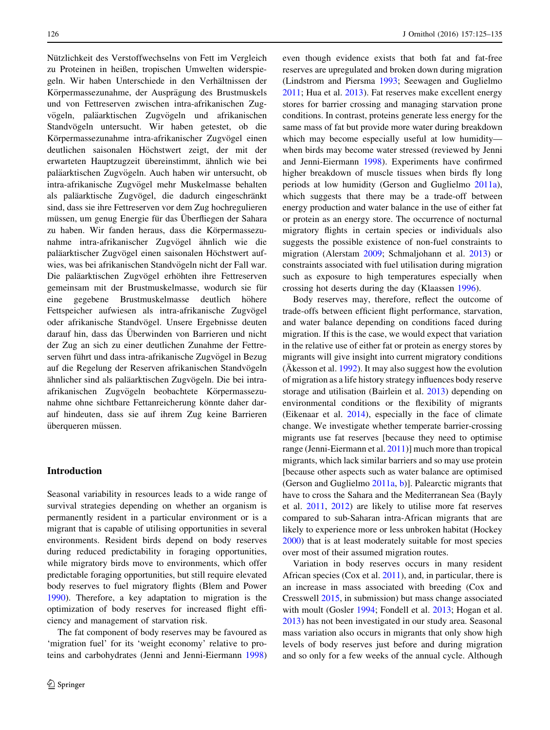Nützlichkeit des Verstoffwechselns von Fett im Vergleich zu Proteinen in heißen, tropischen Umwelten widerspiegeln. Wir haben Unterschiede in den Verhältnissen der Körpermassezunahme, der Ausprägung des Brustmuskels und von Fettreserven zwischen intra-afrikanischen Zugvögeln, paläarktischen Zugvögeln und afrikanischen Standvögeln untersucht. Wir haben getestet, ob die Körpermassezunahme intra-afrikanischer Zugvögel einen deutlichen saisonalen Höchstwert zeigt, der mit der erwarteten Hauptzugzeit übereinstimmt, ähnlich wie bei paläarktischen Zugvögeln. Auch haben wir untersucht, ob intra-afrikanische Zugvögel mehr Muskelmasse behalten als paläarktische Zugvögel, die dadurch eingeschränkt sind, dass sie ihre Fettreserven vor dem Zug hochregulieren müssen, um genug Energie für das Überfliegen der Sahara zu haben. Wir fanden heraus, dass die Körpermassezunahme intra-afrikanischer Zugvögel ähnlich wie die paläarktischer Zugvögel einen saisonalen Höchstwert aufwies, was bei afrikanischen Standvögeln nicht der Fall war. Die paläarktischen Zugvögel erhöhten ihre Fettreserven gemeinsam mit der Brustmuskelmasse, wodurch sie für eine gegebene Brustmuskelmasse deutlich höhere Fettspeicher aufwiesen als intra-afrikanische Zugvögel oder afrikanische Standvögel. Unsere Ergebnisse deuten darauf hin, dass das Überwinden von Barrieren und nicht der Zug an sich zu einer deutlichen Zunahme der Fettreserven führt und dass intra-afrikanische Zugvögel in Bezug auf die Regelung der Reserven afrikanischen Standvögeln ähnlicher sind als paläarktischen Zugvögeln. Die bei intra-afrikanischen Zugvögeln beobachtete Körpermassezunahme ohne sichtbare Fettanreicherung könnte daher darauf hindeuten, dass sie auf ihrem Zug keine Barrieren überqueren müssen.

## Introduction

Seasonal variability in resources leads to a wide range of survival strategies depending on whether an organism is permanently resident in a particular environment or is a migrant that is capable of utilising opportunities in several environments. Resident birds depend on body reserves during reduced predictability in foraging opportunities, while migratory birds move to environments, which offer predictable foraging opportunities, but still require elevated body reserves to fuel migratory flights (Blem and Power 1990). Therefore, a key adaptation to migration is the optimization of body reserves for increased flight efficiency and management of starvation risk.

The fat component of body reserves may be favoured as 'migration fuel' for its 'weight economy' relative to proteins and carbohydrates (Jenni and Jenni-Eiermann 1998) even though evidence exists that both fat and fat-free reserves are upregulated and broken down during migration (Lindstrom and Piersma 1993; Seewagen and Guglielmo 2011; Hua et al. 2013). Fat reserves make excellent energy stores for barrier crossing and managing starvation prone conditions. In contrast, proteins generate less energy for the same mass of fat but provide more water during breakdown which may become especially useful at low humidity—when birds may become water stressed (reviewed by Jenni and Jenni-Eiermann 1998). Experiments have confirmed higher breakdown of muscle tissues when birds fly long periods at low humidity (Gerson and Guglielmo 2011a), which suggests that there may be a trade-off between energy production and water balance in the use of either fat or protein as an energy store. The occurrence of nocturnal migratory flights in certain species or individuals also suggests the possible existence of non-fuel constraints to migration (Alerstam 2009; Schmaljohann et al. 2013) or constraints associated with fuel utilisation during migration such as exposure to high temperatures especially when crossing hot deserts during the day (Klaassen 1996).

Body reserves may, therefore, reflect the outcome of trade-offs between efficient flight performance, starvation, and water balance depending on conditions faced during migration. If this is the case, we would expect that variation in the relative use of either fat or protein as energy stores by migrants will give insight into current migratory conditions (Äkesson et al. 1992). It may also suggest how the evolution of migration as a life history strategy influences body reserve storage and utilisation (Bairlein et al. 2013) depending on environmental conditions or the flexibility of migrants (Eikenaar et al. 2014), especially in the face of climate change. We investigate whether temperate barrier-crossing migrants use fat reserves [because they need to optimise range (Jenni-Eiermann et al. 2011)] much more than tropical migrants, which lack similar barriers and so may use protein [because other aspects such as water balance are optimised (Gerson and Guglielmo 2011a, b)]. Palearctic migrants that have to cross the Sahara and the Mediterranean Sea (Bayly et al. 2011, 2012) are likely to utilise more fat reserves compared to sub-Saharan intra-African migrants that are likely to experience more or less unbroken habitat (Hockey 2000) that is at least moderately suitable for most species over most of their assumed migration routes.

Variation in body reserves occurs in many resident African species (Cox et al. 2011), and, in particular, there is an increase in mass associated with breeding (Cox and Cresswell 2015, in submission) but mass change associated with moult (Gosler 1994; Fondell et al. 2013; Hogan et al. 2013) has not been investigated in our study area. Seasonal mass variation also occurs in migrants that only show high levels of body reserves just before and during migration and so only for a few weeks of the annual cycle. Although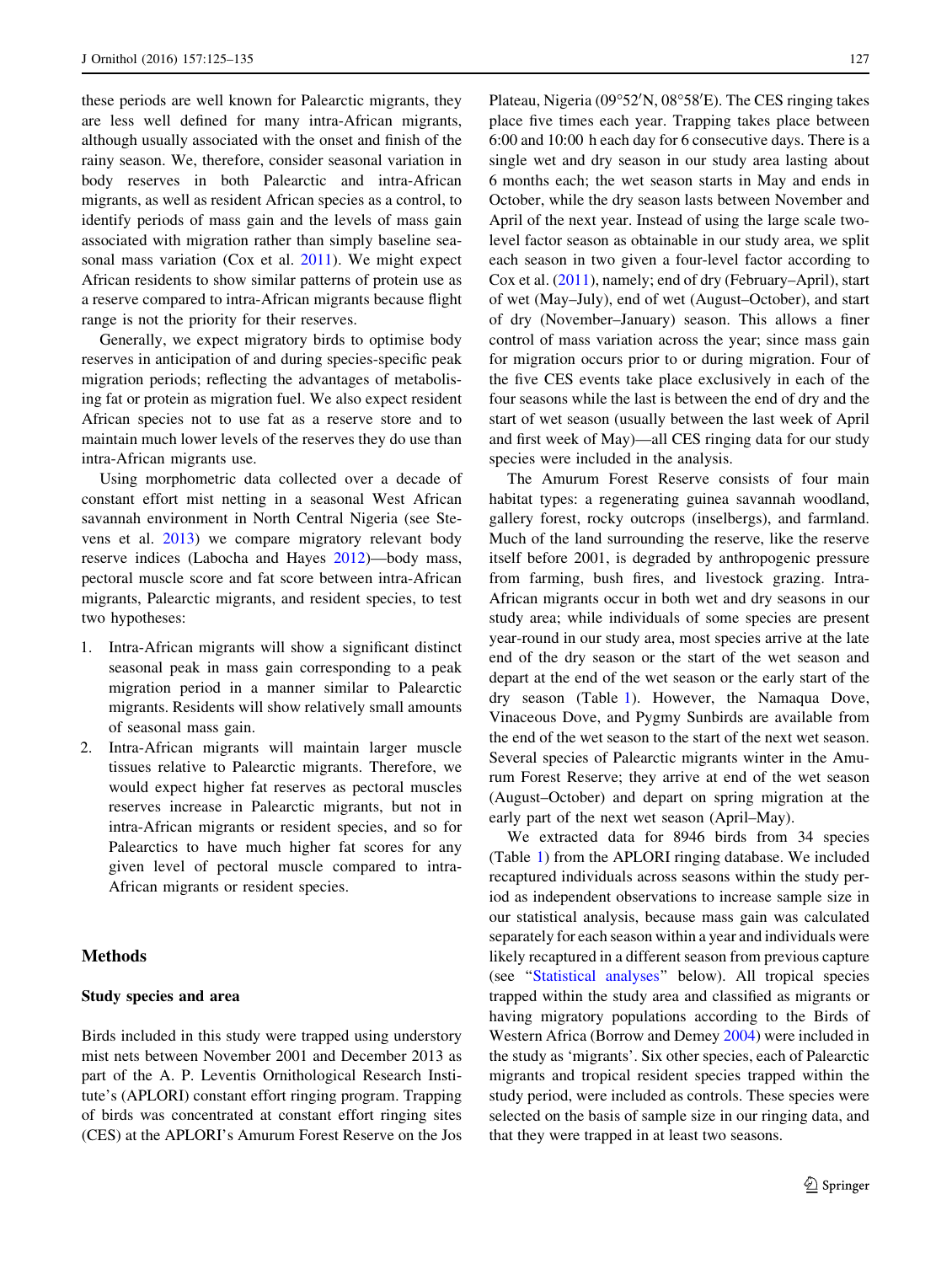these periods are well known for Palearctic migrants, they are less well defined for many intra-African migrants, although usually associated with the onset and finish of the rainy season. We, therefore, consider seasonal variation in body reserves in both Palearctic and intra-African migrants, as well as resident African species as a control, to identify periods of mass gain and the levels of mass gain associated with migration rather than simply baseline seasonal mass variation (Cox et al. 2011). We might expect African residents to show similar patterns of protein use as a reserve compared to intra-African migrants because flight range is not the priority for their reserves.

Generally, we expect migratory birds to optimise body reserves in anticipation of and during species-specific peak migration periods; reflecting the advantages of metabolising fat or protein as migration fuel. We also expect resident African species not to use fat as a reserve store and to maintain much lower levels of the reserves they do use than intra-African migrants use.

Using morphometric data collected over a decade of constant effort mist netting in a seasonal West African savannah environment in North Central Nigeria (see Stevens et al. 2013) we compare migratory relevant body reserve indices (Labocha and Hayes 2012)—body mass, pectoral muscle score and fat score between intra-African migrants, Palearctic migrants, and resident species, to test two hypotheses:

1. Intra-African migrants will show a significant distinct seasonal peak in mass gain corresponding to a peak migration period in a manner similar to Palearctic migrants. Residents will show relatively small amounts of seasonal mass gain.
2. Intra-African migrants will maintain larger muscle tissues relative to Palearctic migrants. Therefore, we would expect higher fat reserves as pectoral muscles reserves increase in Palearctic migrants, but not in intra-African migrants or resident species, and so for Palearctics to have much higher fat scores for any given level of pectoral muscle compared to intra-African migrants or resident species.

## Methods

### Study species and area

Birds included in this study were trapped using understory mist nets between November 2001 and December 2013 as part of the A. P. Leventis Ornithological Research Institute's (APLORI) constant effort ringing program. Trapping of birds was concentrated at constant effort ringing sites (CES) at the APLORI's Amurum Forest Reserve on the Jos Plateau, Nigeria (09°52′N, 08°58′E). The CES ringing takes place five times each year. Trapping takes place between 6:00 and 10:00 h each day for 6 consecutive days. There is a single wet and dry season in our study area lasting about 6 months each; the wet season starts in May and ends in October, while the dry season lasts between November and April of the next year. Instead of using the large scale two-level factor season as obtainable in our study area, we split each season in two given a four-level factor according to Cox et al. (2011), namely; end of dry (February–April), start of wet (May–July), end of wet (August–October), and start of dry (November–January) season. This allows a finer control of mass variation across the year; since mass gain for migration occurs prior to or during migration. Four of the five CES events take place exclusively in each of the four seasons while the last is between the end of dry and the start of wet season (usually between the last week of April and first week of May)—all CES ringing data for our study species were included in the analysis.

The Amurum Forest Reserve consists of four main habitat types: a regenerating guinea savannah woodland, gallery forest, rocky outcrops (inselbergs), and farmland. Much of the land surrounding the reserve, like the reserve itself before 2001, is degraded by anthropogenic pressure from farming, bush fires, and livestock grazing. Intra-African migrants occur in both wet and dry seasons in our study area; while individuals of some species are present year-round in our study area, most species arrive at the late end of the dry season or the start of the wet season and depart at the end of the wet season or the early start of the dry season (Table 1). However, the Namaqua Dove, Vinaceous Dove, and Pygmy Sunbirds are available from the end of the wet season to the start of the next wet season. Several species of Palearctic migrants winter in the Amurum Forest Reserve; they arrive at end of the wet season (August–October) and depart on spring migration at the early part of the next wet season (April–May).

We extracted data for 8946 birds from 34 species (Table 1) from the APLORI ringing database. We included recaptured individuals across seasons within the study period as independent observations to increase sample size in our statistical analysis, because mass gain was calculated separately for each season within a year and individuals were likely recaptured in a different season from previous capture (see "Statistical analyses" below). All tropical species trapped within the study area and classified as migrants or having migratory populations according to the Birds of Western Africa (Borrow and Demey 2004) were included in the study as 'migrants'. Six other species, each of Palearctic migrants and tropical resident species trapped within the study period, were included as controls. These species were selected on the basis of sample size in our ringing data, and that they were trapped in at least two seasons.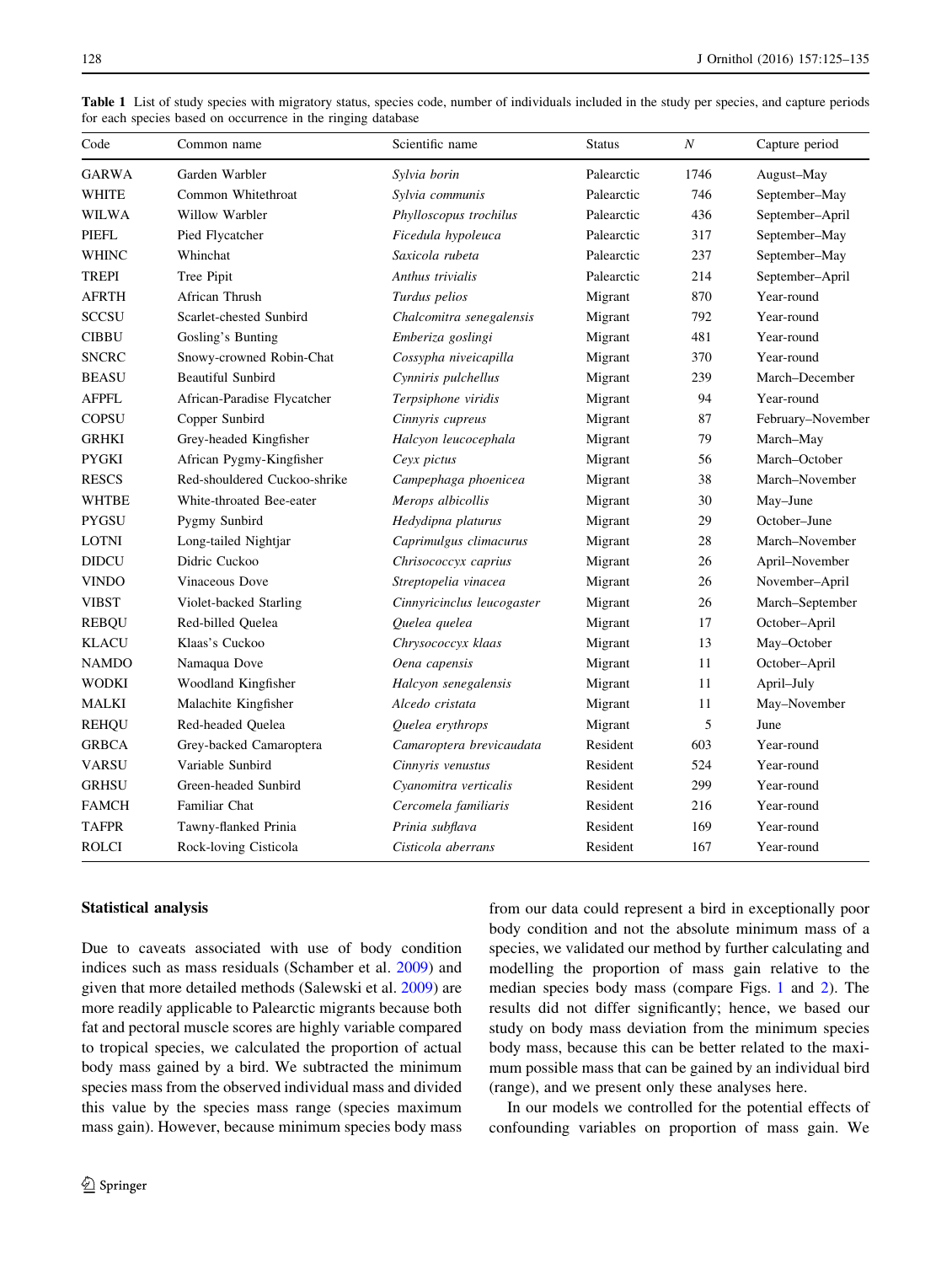Table 1 List of study species with migratory status, species code, number of individuals included in the study per species, and capture periods for each species based on occurrence in the ringing database

| Code | Common name | Scientific name | Status | *N* | Capture period |
|---|---|---|---|---|---|
| GARWA | Garden Warbler | *Sylvia borin* | Palearctic | 1746 | August–May |
| WHITE | Common Whitethroat | *Sylvia communis* | Palearctic | 746 | September–May |
| WILWA | Willow Warbler | *Phylloscopus trochilus* | Palearctic | 436 | September–April |
| PIEFL | Pied Flycatcher | *Ficedula hypoleuca* | Palearctic | 317 | September–May |
| WHINC | Whinchat | *Saxicola rubeta* | Palearctic | 237 | September–May |
| TREPI | Tree Pipit | *Anthus trivialis* | Palearctic | 214 | September–April |
| AFRTH | African Thrush | *Turdus pelios* | Migrant | 870 | Year-round |
| SCCSU | Scarlet-chested Sunbird | *Chalcomitra senegalensis* | Migrant | 792 | Year-round |
| CIBBU | Gosling's Bunting | *Emberiza goslingi* | Migrant | 481 | Year-round |
| SNCRC | Snowy-crowned Robin-Chat | *Cossypha niveicapilla* | Migrant | 370 | Year-round |
| BEASU | Beautiful Sunbird | *Cynniris pulchellus* | Migrant | 239 | March–December |
| AFPFL | African-Paradise Flycatcher | *Terpsiphone viridis* | Migrant | 94 | Year-round |
| COPSU | Copper Sunbird | *Cinnyris cupreus* | Migrant | 87 | February–November |
| GRHKI | Grey-headed Kingfisher | *Halcyon leucocephala* | Migrant | 79 | March–May |
| PYGKI | African Pygmy-Kingfisher | *Ceyx pictus* | Migrant | 56 | March–October |
| RESCS | Red-shouldered Cuckoo-shrike | *Campephaga phoenicea* | Migrant | 38 | March–November |
| WHTBE | White-throated Bee-eater | *Merops albicollis* | Migrant | 30 | May–June |
| PYGSU | Pygmy Sunbird | *Hedydipna platurus* | Migrant | 29 | October–June |
| LOTNI | Long-tailed Nightjar | *Caprimulgus climacurus* | Migrant | 28 | March–November |
| DIDCU | Didric Cuckoo | *Chrisococcyx caprius* | Migrant | 26 | April–November |
| VINDO | Vinaceous Dove | *Streptopelia vinacea* | Migrant | 26 | November–April |
| VIBST | Violet-backed Starling | *Cinnyricinclus leucogaster* | Migrant | 26 | March–September |
| REBQU | Red-billed Quelea | *Quelea quelea* | Migrant | 17 | October–April |
| KLACU | Klaas's Cuckoo | *Chrysococcyx klaas* | Migrant | 13 | May–October |
| NAMDO | Namaqua Dove | *Oena capensis* | Migrant | 11 | October–April |
| WODKI | Woodland Kingfisher | *Halcyon senegalensis* | Migrant | 11 | April–July |
| MALKI | Malachite Kingfisher | *Alcedo cristata* | Migrant | 11 | May–November |
| REHQU | Red-headed Quelea | *Quelea erythrops* | Migrant | 5 | June |
| GRBCA | Grey-backed Camaroptera | *Camaroptera brevicaudata* | Resident | 603 | Year-round |
| VARSU | Variable Sunbird | *Cinnyris venustus* | Resident | 524 | Year-round |
| GRHSU | Green-headed Sunbird | *Cyanomitra verticalis* | Resident | 299 | Year-round |
| FAMCH | Familiar Chat | *Cercomela familiaris* | Resident | 216 | Year-round |
| TAFPR | Tawny-flanked Prinia | *Prinia subflava* | Resident | 169 | Year-round |
| ROLCI | Rock-loving Cisticola | *Cisticola aberrans* | Resident | 167 | Year-round |

### Statistical analysis

Due to caveats associated with use of body condition indices such as mass residuals (Schamber et al. 2009) and given that more detailed methods (Salewski et al. 2009) are more readily applicable to Palearctic migrants because both fat and pectoral muscle scores are highly variable compared to tropical species, we calculated the proportion of actual body mass gained by a bird. We subtracted the minimum species mass from the observed individual mass and divided this value by the species mass range (species maximum mass gain). However, because minimum species body mass from our data could represent a bird in exceptionally poor body condition and not the absolute minimum mass of a species, we validated our method by further calculating and modelling the proportion of mass gain relative to the median species body mass (compare Figs. 1 and 2). The results did not differ significantly; hence, we based our study on body mass deviation from the minimum species body mass, because this can be better related to the maximum possible mass that can be gained by an individual bird (range), and we present only these analyses here.

In our models we controlled for the potential effects of confounding variables on proportion of mass gain. We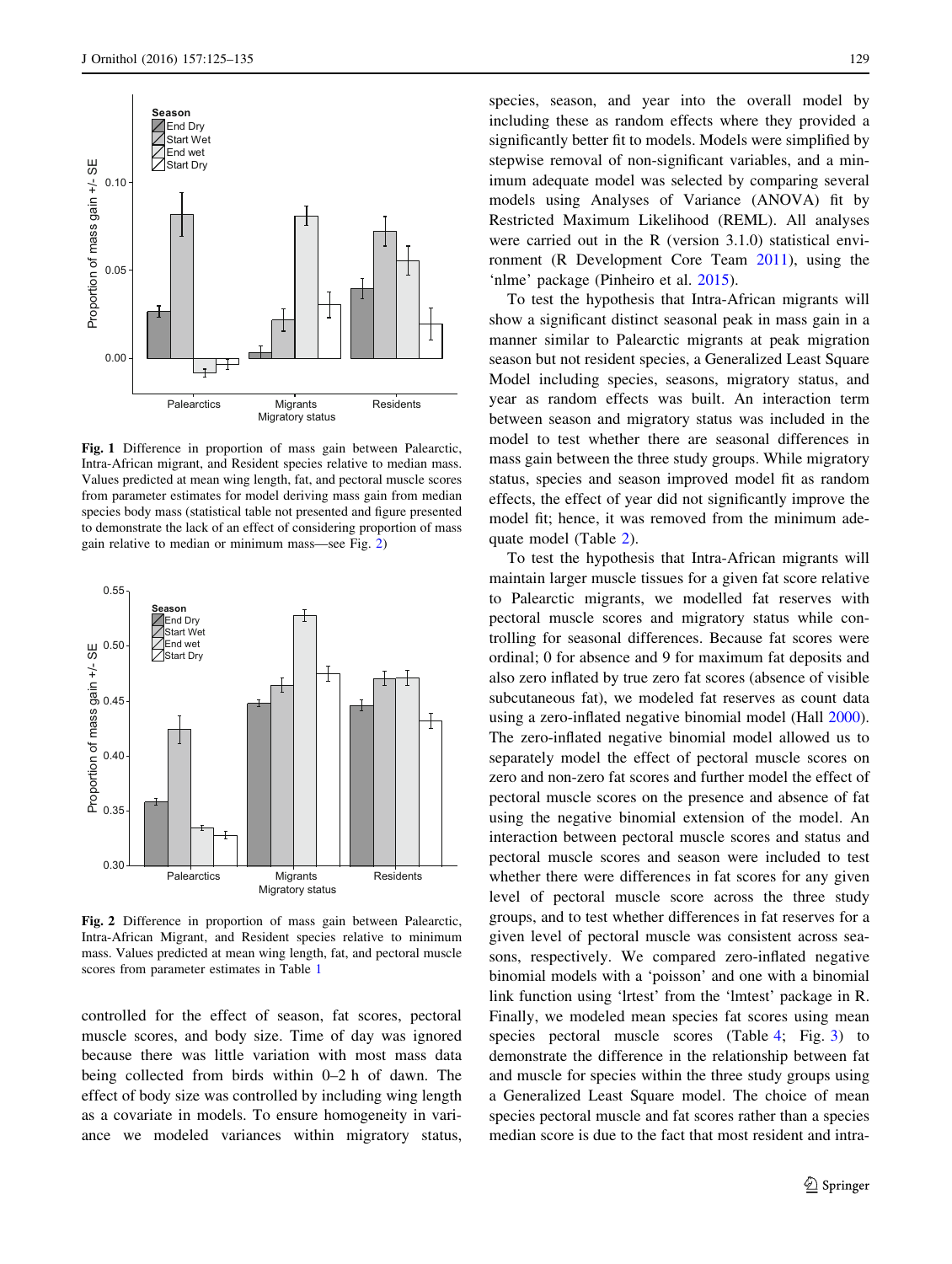Fig. 1 Difference in proportion of mass gain between Palearctic, Intra-African migrant, and Resident species relative to median mass. Values predicted at mean wing length, fat, and pectoral muscle scores from parameter estimates for model deriving mass gain from median species body mass (statistical table not presented and figure presented to demonstrate the lack of an effect of considering proportion of mass gain relative to median or minimum mass—see Fig. 2)

Fig. 2 Difference in proportion of mass gain between Palearctic, Intra-African Migrant, and Resident species relative to minimum mass. Values predicted at mean wing length, fat, and pectoral muscle scores from parameter estimates in Table 1

controlled for the effect of season, fat scores, pectoral muscle scores, and body size. Time of day was ignored because there was little variation with most mass data being collected from birds within 0–2 h of dawn. The effect of body size was controlled by including wing length as a covariate in models. To ensure homogeneity in variance we modeled variances within migratory status, species, season, and year into the overall model by including these as random effects where they provided a significantly better fit to models. Models were simplified by stepwise removal of non-significant variables, and a minimum adequate model was selected by comparing several models using Analyses of Variance (ANOVA) fit by Restricted Maximum Likelihood (REML). All analyses were carried out in the R (version 3.1.0) statistical environment (R Development Core Team 2011), using the 'nlme' package (Pinheiro et al. 2015).

To test the hypothesis that Intra-African migrants will show a significant distinct seasonal peak in mass gain in a manner similar to Palearctic migrants at peak migration season but not resident species, a Generalized Least Square Model including species, seasons, migratory status, and year as random effects was built. An interaction term between season and migratory status was included in the model to test whether there are seasonal differences in mass gain between the three study groups. While migratory status, species and season improved model fit as random effects, the effect of year did not significantly improve the model fit; hence, it was removed from the minimum adequate model (Table 2).

To test the hypothesis that Intra-African migrants will maintain larger muscle tissues for a given fat score relative to Palearctic migrants, we modelled fat reserves with pectoral muscle scores and migratory status while controlling for seasonal differences. Because fat scores were ordinal; 0 for absence and 9 for maximum fat deposits and also zero inflated by true zero fat scores (absence of visible subcutaneous fat), we modeled fat reserves as count data using a zero-inflated negative binomial model (Hall 2000). The zero-inflated negative binomial model allowed us to separately model the effect of pectoral muscle scores on zero and non-zero fat scores and further model the effect of pectoral muscle scores on the presence and absence of fat using the negative binomial extension of the model. An interaction between pectoral muscle scores and status and pectoral muscle scores and season were included to test whether there were differences in fat scores for any given level of pectoral muscle score across the three study groups, and to test whether differences in fat reserves for a given level of pectoral muscle was consistent across seasons, respectively. We compared zero-inflated negative binomial models with a 'poisson' and one with a binomial link function using 'lrtest' from the 'lmtest' package in R. Finally, we modeled mean species fat scores using mean species pectoral muscle scores (Table 4; Fig. 3) to demonstrate the difference in the relationship between fat and muscle for species within the three study groups using a Generalized Least Square model. The choice of mean species pectoral muscle and fat scores rather than a species median score is due to the fact that most resident and intra-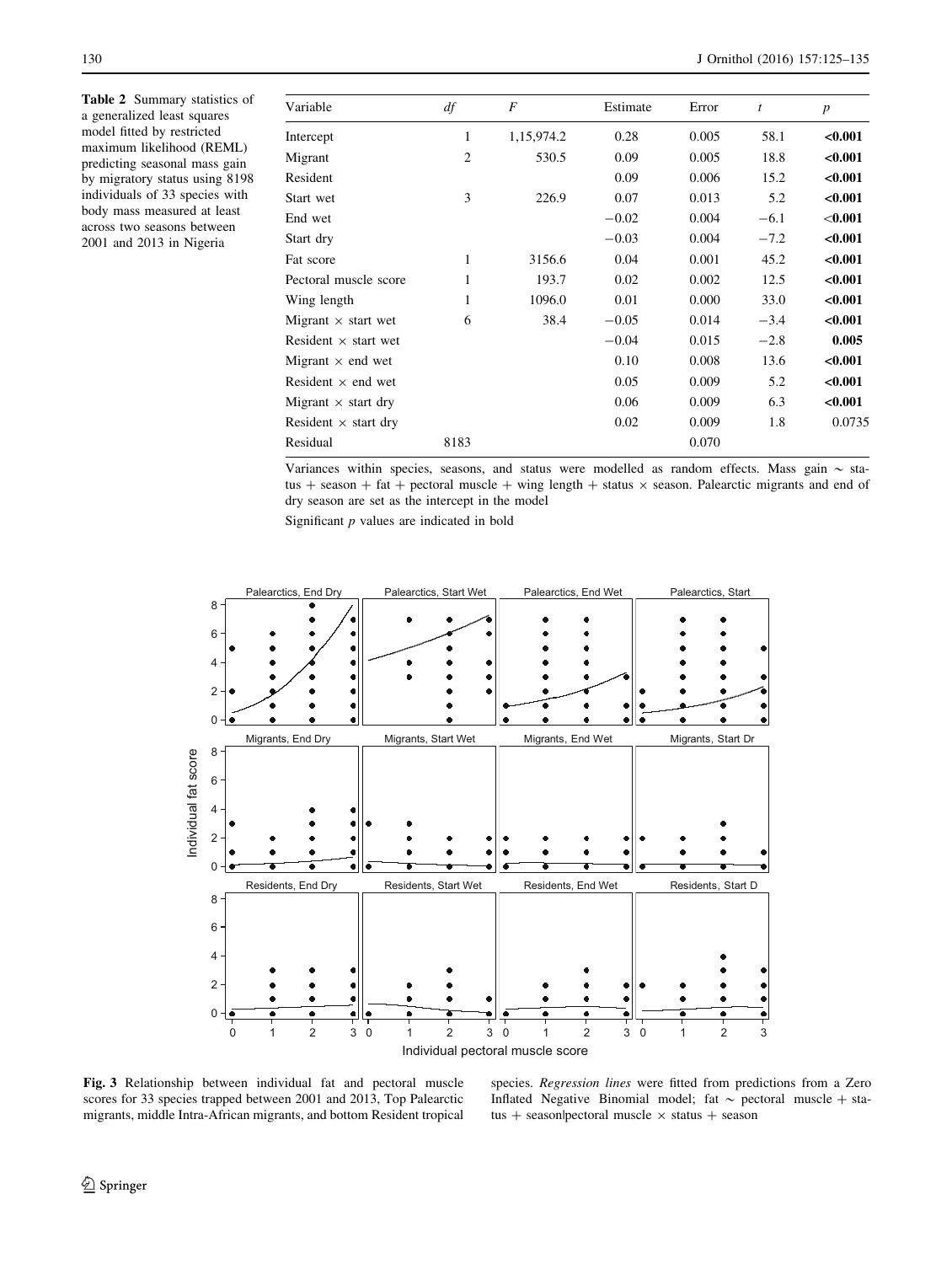**Table 2** Summary statistics of a generalized least squares model fitted by restricted maximum likelihood (REML) predicting seasonal mass gain by migratory status using 8198 individuals of 33 species with body mass measured at least across two seasons between 2001 and 2013 in Nigeria

| Variable | *df* | *F* | Estimate | Error | *t* | *p* |
|---|---|---|---|---|---|---|
| Intercept | 1 | 1,15,974.2 | 0.28 | 0.005 | 58.1 | **<0.001** |
| Migrant | 2 | 530.5 | 0.09 | 0.005 | 18.8 | **<0.001** |
| Resident | | | 0.09 | 0.006 | 15.2 | **<0.001** |
| Start wet | 3 | 226.9 | 0.07 | 0.013 | 5.2 | **<0.001** |
| End wet | | | −0.02 | 0.004 | −6.1 | <0.001 |
| Start dry | | | −0.03 | 0.004 | −7.2 | **<0.001** |
| Fat score | 1 | 3156.6 | 0.04 | 0.001 | 45.2 | **<0.001** |
| Pectoral muscle score | 1 | 193.7 | 0.02 | 0.002 | 12.5 | **<0.001** |
| Wing length | 1 | 1096.0 | 0.01 | 0.000 | 33.0 | **<0.001** |
| Migrant × start wet | 6 | 38.4 | −0.05 | 0.014 | −3.4 | **<0.001** |
| Resident × start wet | | | −0.04 | 0.015 | −2.8 | **0.005** |
| Migrant × end wet | | | 0.10 | 0.008 | 13.6 | **<0.001** |
| Resident × end wet | | | 0.05 | 0.009 | 5.2 | **<0.001** |
| Migrant × start dry | | | 0.06 | 0.009 | 6.3 | **<0.001** |
| Resident × start dry | | | 0.02 | 0.009 | 1.8 | 0.0735 |
| Residual | 8183 | | | 0.070 | | |

Variances within species, seasons, and status were modelled as random effects. Mass gain ~ status + season + fat + pectoral muscle + wing length + status × season. Palearctic migrants and end of dry season are set as the intercept in the model

Significant *p* values are indicated in bold

**Fig. 3** Relationship between individual fat and pectoral muscle scores for 33 species trapped between 2001 and 2013, Top Palearctic migrants, middle Intra-African migrants, and bottom Resident tropical species. *Regression lines* were fitted from predictions from a Zero Inflated Negative Binomial model; fat ~ pectoral muscle + status + season|pectoral muscle × status + season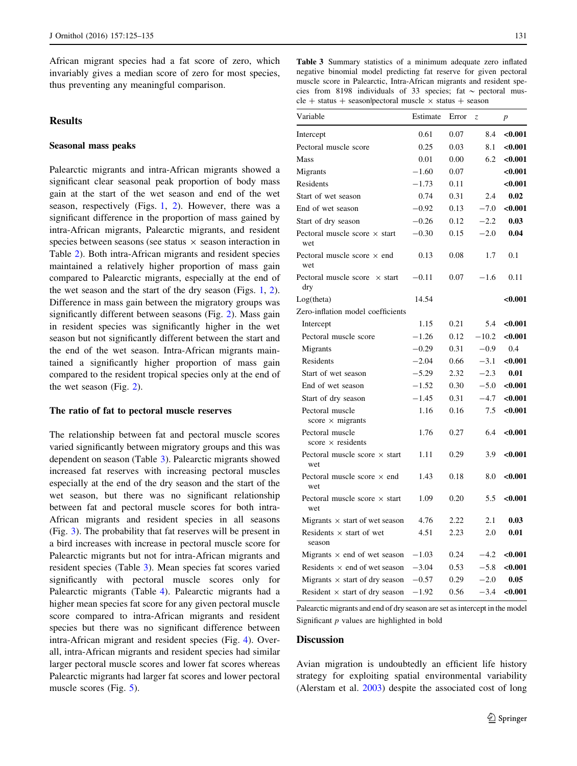African migrant species had a fat score of zero, which invariably gives a median score of zero for most species, thus preventing any meaningful comparison.

## Results

### Seasonal mass peaks

Palearctic migrants and intra-African migrants showed a significant clear seasonal peak proportion of body mass gain at the start of the wet season and end of the wet season, respectively (Figs. 1, 2). However, there was a significant difference in the proportion of mass gained by intra-African migrants, Palearctic migrants, and resident species between seasons (see status × season interaction in Table 2). Both intra-African migrants and resident species maintained a relatively higher proportion of mass gain compared to Palearctic migrants, especially at the end of the wet season and the start of the dry season (Figs. 1, 2). Difference in mass gain between the migratory groups was significantly different between seasons (Fig. 2). Mass gain in resident species was significantly higher in the wet season but not significantly different between the start and the end of the wet season. Intra-African migrants maintained a significantly higher proportion of mass gain compared to the resident tropical species only at the end of the wet season (Fig. 2).

### The ratio of fat to pectoral muscle reserves

The relationship between fat and pectoral muscle scores varied significantly between migratory groups and this was dependent on season (Table 3). Palearctic migrants showed increased fat reserves with increasing pectoral muscles especially at the end of the dry season and the start of the wet season, but there was no significant relationship between fat and pectoral muscle scores for both intra-African migrants and resident species in all seasons (Fig. 3). The probability that fat reserves will be present in a bird increases with increase in pectoral muscle score for Palearctic migrants but not for intra-African migrants and resident species (Table 3). Mean species fat scores varied significantly with pectoral muscle scores only for Palearctic migrants (Table 4). Palearctic migrants had a higher mean species fat score for any given pectoral muscle score compared to intra-African migrants and resident species but there was no significant difference between intra-African migrant and resident species (Fig. 4). Overall, intra-African migrants and resident species had similar larger pectoral muscle scores and lower fat scores whereas Palearctic migrants had larger fat scores and lower pectoral muscle scores (Fig. 5).

**Table 3** Summary statistics of a minimum adequate zero inflated negative binomial model predicting fat reserve for given pectoral muscle score in Palearctic, Intra-African migrants and resident species from 8198 individuals of 33 species; fat ~ pectoral muscle + status + season|pectoral muscle × status + season

| Variable | Estimate | Error | z | p |
|---|---|---|---|---|
| Intercept | 0.61 | 0.07 | 8.4 | **<0.001** |
| Pectoral muscle score | 0.25 | 0.03 | 8.1 | **<0.001** |
| Mass | 0.01 | 0.00 | 6.2 | **<0.001** |
| Migrants | −1.60 | 0.07 | | **<0.001** |
| Residents | −1.73 | 0.11 | | **<0.001** |
| Start of wet season | 0.74 | 0.31 | 2.4 | **0.02** |
| End of wet season | −0.92 | 0.13 | −7.0 | **<0.001** |
| Start of dry season | −0.26 | 0.12 | −2.2 | **0.03** |
| Pectoral muscle score × start wet | −0.30 | 0.15 | −2.0 | **0.04** |
| Pectoral muscle score × end wet | 0.13 | 0.08 | 1.7 | 0.1 |
| Pectoral muscle score × start dry | −0.11 | 0.07 | −1.6 | 0.11 |
| Log(theta) | 14.54 | | | **<0.001** |
| Zero-inflation model coefficients | | | | |
| Intercept | 1.15 | 0.21 | 5.4 | **<0.001** |
| Pectoral muscle score | −1.26 | 0.12 | −10.2 | **<0.001** |
| Migrants | −0.29 | 0.31 | −0.9 | 0.4 |
| Residents | −2.04 | 0.66 | −3.1 | **<0.001** |
| Start of wet season | −5.29 | 2.32 | −2.3 | **0.01** |
| End of wet season | −1.52 | 0.30 | −5.0 | **<0.001** |
| Start of dry season | −1.45 | 0.31 | −4.7 | **<0.001** |
| Pectoral muscle score × migrants | 1.16 | 0.16 | 7.5 | **<0.001** |
| Pectoral muscle score × residents | 1.76 | 0.27 | 6.4 | **<0.001** |
| Pectoral muscle score × start wet | 1.11 | 0.29 | 3.9 | **<0.001** |
| Pectoral muscle score × end wet | 1.43 | 0.18 | 8.0 | **<0.001** |
| Pectoral muscle score × start wet | 1.09 | 0.20 | 5.5 | **<0.001** |
| Migrants × start of wet season | 4.76 | 2.22 | 2.1 | **0.03** |
| Residents × start of wet season | 4.51 | 2.23 | 2.0 | **0.01** |
| Migrants × end of wet season | −1.03 | 0.24 | −4.2 | **<0.001** |
| Residents × end of wet season | −3.04 | 0.53 | −5.8 | **<0.001** |
| Migrants × start of dry season | −0.57 | 0.29 | −2.0 | **0.05** |
| Resident × start of dry season | −1.92 | 0.56 | −3.4 | **<0.001** |

Palearctic migrants and end of dry season are set as intercept in the model

Significant p values are highlighted in bold

## Discussion

Avian migration is undoubtedly an efficient life history strategy for exploiting spatial environmental variability (Alerstam et al. 2003) despite the associated cost of long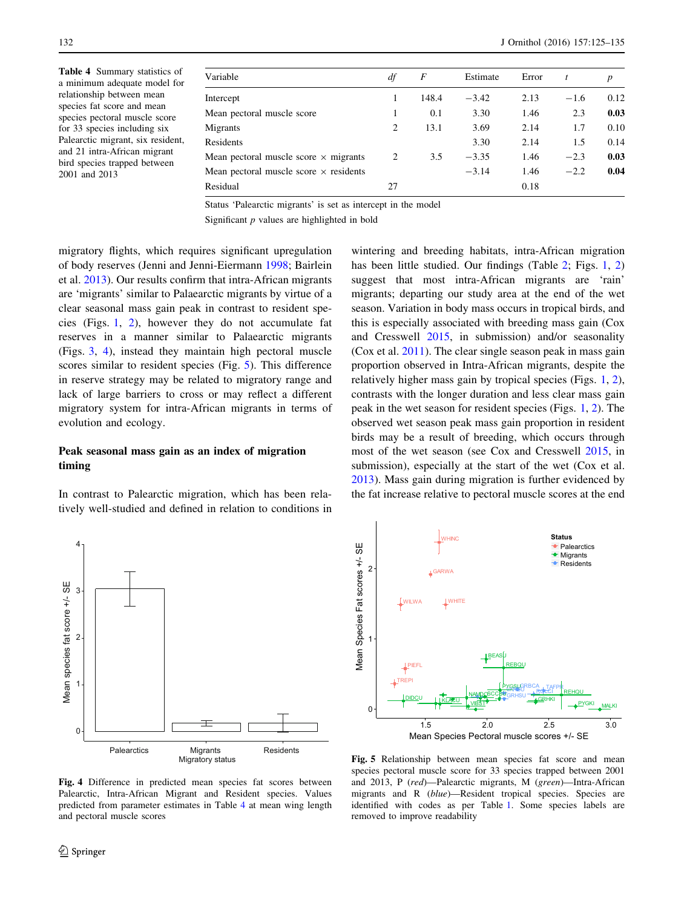**Table 4** Summary statistics of a minimum adequate model for relationship between mean species fat score and mean species pectoral muscle score for 33 species including six Palaearctic migrant, six resident, and 21 intra-African migrant bird species trapped between 2001 and 2013

| Variable | df | F | Estimate | Error | t | p |
|---|---|---|---|---|---|---|
| Intercept | 1 | 148.4 | −3.42 | 2.13 | −1.6 | 0.12 |
| Mean pectoral muscle score | 1 | 0.1 | 3.30 | 1.46 | 2.3 | **0.03** |
| Migrants | 2 | 13.1 | 3.69 | 2.14 | 1.7 | 0.10 |
| Residents | | | 3.30 | 2.14 | 1.5 | 0.14 |
| Mean pectoral muscle score × migrants | 2 | 3.5 | −3.35 | 1.46 | −2.3 | **0.03** |
| Mean pectoral muscle score × residents | | | −3.14 | 1.46 | −2.2 | **0.04** |
| Residual | 27 | | | 0.18 | | |

Status 'Palearctic migrants' is set as intercept in the model

Significant *p* values are highlighted in bold

migratory flights, which requires significant upregulation of body reserves (Jenni and Jenni-Eiermann 1998; Bairlein et al. 2013). Our results confirm that intra-African migrants are 'migrants' similar to Palaearctic migrants by virtue of a clear seasonal mass gain peak in contrast to resident species (Figs. 1, 2), however they do not accumulate fat reserves in a manner similar to Palaearctic migrants (Figs. 3, 4), instead they maintain high pectoral muscle scores similar to resident species (Fig. 5). This difference in reserve strategy may be related to migratory range and lack of large barriers to cross or may reflect a different migratory system for intra-African migrants in terms of evolution and ecology.

## Peak seasonal mass gain as an index of migration timing

In contrast to Palearctic migration, which has been relatively well-studied and defined in relation to conditions in wintering and breeding habitats, intra-African migration has been little studied. Our findings (Table 2; Figs. 1, 2) suggest that most intra-African migrants are 'rain' migrants; departing our study area at the end of the wet season. Variation in body mass occurs in tropical birds, and this is especially associated with breeding mass gain (Cox and Cresswell 2015, in submission) and/or seasonality (Cox et al. 2011). The clear single season peak in mass gain proportion observed in Intra-African migrants, despite the relatively higher mass gain by tropical species (Figs. 1, 2), contrasts with the longer duration and less clear mass gain peak in the wet season for resident species (Figs. 1, 2). The observed wet season peak mass gain proportion in resident birds may be a result of breeding, which occurs through most of the wet season (see Cox and Cresswell 2015, in submission), especially at the start of the wet (Cox et al. 2013). Mass gain during migration is further evidenced by the fat increase relative to pectoral muscle scores at the end

**Fig. 4** Difference in predicted mean species fat scores between Palearctic, Intra-African Migrant and Resident species. Values predicted from parameter estimates in Table 4 at mean wing length and pectoral muscle scores

**Fig. 5** Relationship between mean species fat score and mean species pectoral muscle score for 33 species trapped between 2001 and 2013, P (*red*)—Palearctic migrants, M (*green*)—Intra-African migrants and R (*blue*)—Resident tropical species. Species are identified with codes as per Table 1. Some species labels are removed to improve readability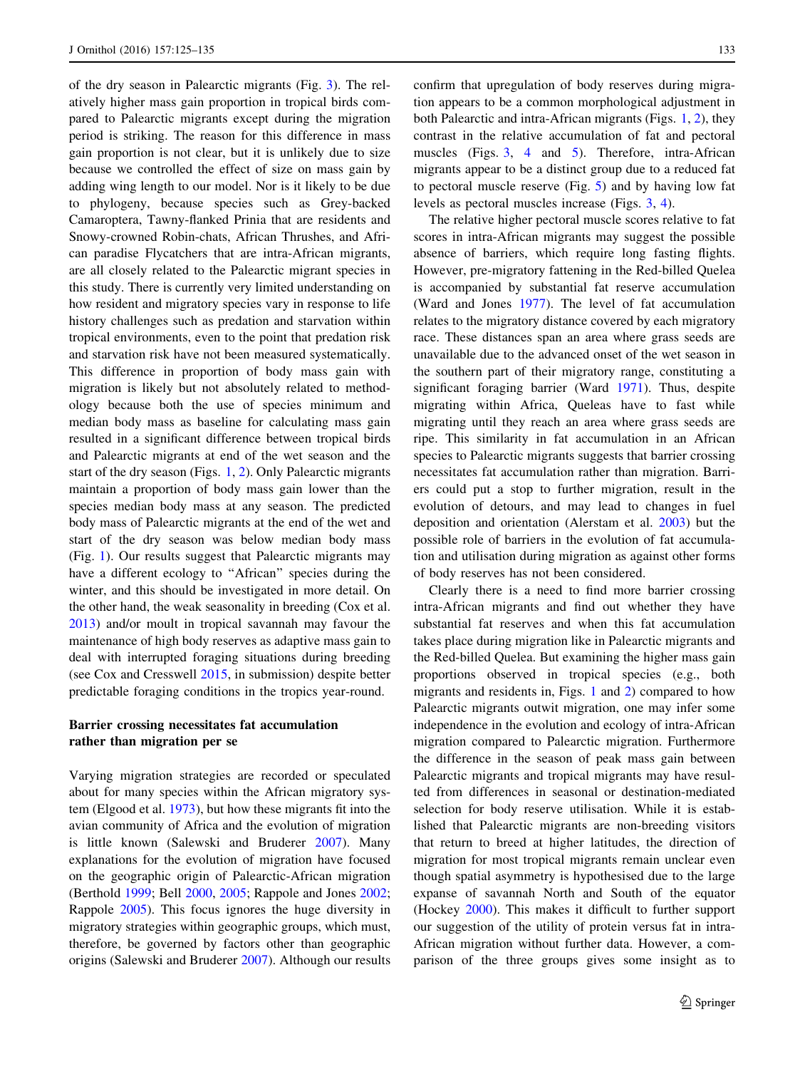of the dry season in Palearctic migrants (Fig. 3). The relatively higher mass gain proportion in tropical birds compared to Palearctic migrants except during the migration period is striking. The reason for this difference in mass gain proportion is not clear, but it is unlikely due to size because we controlled the effect of size on mass gain by adding wing length to our model. Nor is it likely to be due to phylogeny, because species such as Grey-backed Camaroptera, Tawny-flanked Prinia that are residents and Snowy-crowned Robin-chats, African Thrushes, and African paradise Flycatchers that are intra-African migrants, are all closely related to the Palearctic migrant species in this study. There is currently very limited understanding on how resident and migratory species vary in response to life history challenges such as predation and starvation within tropical environments, even to the point that predation risk and starvation risk have not been measured systematically. This difference in proportion of body mass gain with migration is likely but not absolutely related to methodology because both the use of species minimum and median body mass as baseline for calculating mass gain resulted in a significant difference between tropical birds and Palearctic migrants at end of the wet season and the start of the dry season (Figs. 1, 2). Only Palearctic migrants maintain a proportion of body mass gain lower than the species median body mass at any season. The predicted body mass of Palearctic migrants at the end of the wet and start of the dry season was below median body mass (Fig. 1). Our results suggest that Palearctic migrants may have a different ecology to "African" species during the winter, and this should be investigated in more detail. On the other hand, the weak seasonality in breeding (Cox et al. 2013) and/or moult in tropical savannah may favour the maintenance of high body reserves as adaptive mass gain to deal with interrupted foraging situations during breeding (see Cox and Cresswell 2015, in submission) despite better predictable foraging conditions in the tropics year-round.

### Barrier crossing necessitates fat accumulation rather than migration per se

Varying migration strategies are recorded or speculated about for many species within the African migratory system (Elgood et al. 1973), but how these migrants fit into the avian community of Africa and the evolution of migration is little known (Salewski and Bruderer 2007). Many explanations for the evolution of migration have focused on the geographic origin of Palearctic-African migration (Berthold 1999; Bell 2000, 2005; Rappole and Jones 2002; Rappole 2005). This focus ignores the huge diversity in migratory strategies within geographic groups, which must, therefore, be governed by factors other than geographic origins (Salewski and Bruderer 2007). Although our results confirm that upregulation of body reserves during migration appears to be a common morphological adjustment in both Palearctic and intra-African migrants (Figs. 1, 2), they contrast in the relative accumulation of fat and pectoral muscles (Figs. 3, 4 and 5). Therefore, intra-African migrants appear to be a distinct group due to a reduced fat to pectoral muscle reserve (Fig. 5) and by having low fat levels as pectoral muscles increase (Figs. 3, 4).

The relative higher pectoral muscle scores relative to fat scores in intra-African migrants may suggest the possible absence of barriers, which require long fasting flights. However, pre-migratory fattening in the Red-billed Quelea is accompanied by substantial fat reserve accumulation (Ward and Jones 1977). The level of fat accumulation relates to the migratory distance covered by each migratory race. These distances span an area where grass seeds are unavailable due to the advanced onset of the wet season in the southern part of their migratory range, constituting a significant foraging barrier (Ward 1971). Thus, despite migrating within Africa, Queleas have to fast while migrating until they reach an area where grass seeds are ripe. This similarity in fat accumulation in an African species to Palearctic migrants suggests that barrier crossing necessitates fat accumulation rather than migration. Barriers could put a stop to further migration, result in the evolution of detours, and may lead to changes in fuel deposition and orientation (Alerstam et al. 2003) but the possible role of barriers in the evolution of fat accumulation and utilisation during migration as against other forms of body reserves has not been considered.

Clearly there is a need to find more barrier crossing intra-African migrants and find out whether they have substantial fat reserves and when this fat accumulation takes place during migration like in Palearctic migrants and the Red-billed Quelea. But examining the higher mass gain proportions observed in tropical species (e.g., both migrants and residents in, Figs. 1 and 2) compared to how Palearctic migrants outwit migration, one may infer some independence in the evolution and ecology of intra-African migration compared to Palearctic migration. Furthermore the difference in the season of peak mass gain between Palearctic migrants and tropical migrants may have resulted from differences in seasonal or destination-mediated selection for body reserve utilisation. While it is established that Palearctic migrants are non-breeding visitors that return to breed at higher latitudes, the direction of migration for most tropical migrants remain unclear even though spatial asymmetry is hypothesised due to the large expanse of savannah North and South of the equator (Hockey 2000). This makes it difficult to further support our suggestion of the utility of protein versus fat in intra-African migration without further data. However, a comparison of the three groups gives some insight as to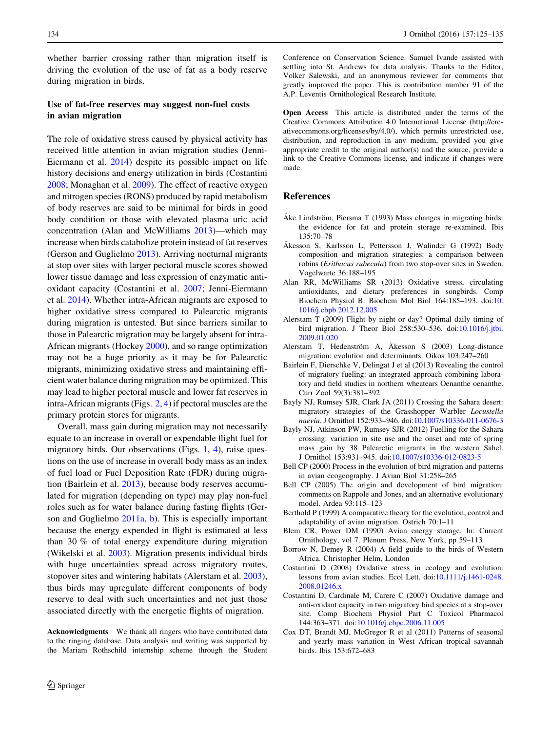whether barrier crossing rather than migration itself is driving the evolution of the use of fat as a body reserve during migration in birds.

### Use of fat-free reserves may suggest non-fuel costs in avian migration

The role of oxidative stress caused by physical activity has received little attention in avian migration studies (Jenni-Eiermann et al. 2014) despite its possible impact on life history decisions and energy utilization in birds (Costantini 2008; Monaghan et al. 2009). The effect of reactive oxygen and nitrogen species (RONS) produced by rapid metabolism of body reserves are said to be minimal for birds in good body condition or those with elevated plasma uric acid concentration (Alan and McWilliams 2013)—which may increase when birds catabolize protein instead of fat reserves (Gerson and Guglielmo 2013). Arriving nocturnal migrants at stop over sites with larger pectoral muscle scores showed lower tissue damage and less expression of enzymatic anti-oxidant capacity (Costantini et al. 2007; Jenni-Eiermann et al. 2014). Whether intra-African migrants are exposed to higher oxidative stress compared to Palearctic migrants during migration is untested. But since barriers similar to those in Palearctic migration may be largely absent for intra-African migrants (Hockey 2000), and so range optimization may not be a huge priority as it may be for Palearctic migrants, minimizing oxidative stress and maintaining efficient water balance during migration may be optimized. This may lead to higher pectoral muscle and lower fat reserves in intra-African migrants (Figs. 2, 4) if pectoral muscles are the primary protein stores for migrants.

Overall, mass gain during migration may not necessarily equate to an increase in overall or expendable flight fuel for migratory birds. Our observations (Figs. 1, 4), raise questions on the use of increase in overall body mass as an index of fuel load or Fuel Deposition Rate (FDR) during migration (Bairlein et al. 2013), because body reserves accumulated for migration (depending on type) may play non-fuel roles such as for water balance during fasting flights (Gerson and Guglielmo 2011a, b). This is especially important because the energy expended in flight is estimated at less than 30 % of total energy expenditure during migration (Wikelski et al. 2003). Migration presents individual birds with huge uncertainties spread across migratory routes, stopover sites and wintering habitats (Alerstam et al. 2003), thus birds may upregulate different components of body reserve to deal with such uncertainties and not just those associated directly with the energetic flights of migration.

**Acknowledgments** We thank all ringers who have contributed data to the ringing database. Data analysis and writing was supported by the Mariam Rothschild internship scheme through the Student Conference on Conservation Science. Samuel Ivande assisted with settling into St. Andrews for data analysis. Thanks to the Editor, Volker Salewski, and an anonymous reviewer for comments that greatly improved the paper. This is contribution number 91 of the A.P. Leventis Ornithological Research Institute.

**Open Access** This article is distributed under the terms of the Creative Commons Attribution 4.0 International License (http://creativecommons.org/licenses/by/4.0/), which permits unrestricted use, distribution, and reproduction in any medium, provided you give appropriate credit to the original author(s) and the source, provide a link to the Creative Commons license, and indicate if changes were made.

## References

Äke Lindström, Piersma T (1993) Mass changes in migrating birds: the evidence for fat and protein storage re-examined. Ibis 135:70–78

Äkesson S, Karlsson L, Pettersson J, Walinder G (1992) Body composition and migration strategies: a comparison between robins (*Erithacus rubecula*) from two stop-over sites in Sweden. Vogelwarte 36:188–195

Alan RR, McWilliams SR (2013) Oxidative stress, circulating antioxidants, and dietary preferences in songbirds. Comp Biochem Physiol B: Biochem Mol Biol 164:185–193. doi:10.1016/j.cbpb.2012.12.005

Alerstam T (2009) Flight by night or day? Optimal daily timing of bird migration. J Theor Biol 258:530–536. doi:10.1016/j.jtbi.2009.01.020

Alerstam T, Hedenström A, Äkesson S (2003) Long-distance migration: evolution and determinants. Oikos 103:247–260

Bairlein F, Dierschke V, Delingat J et al (2013) Revealing the control of migratory fueling: an integrated approach combining laboratory and field studies in northern wheatears Oenanthe oenanthe. Curr Zool 59(3):381–392

Bayly NJ, Rumsey SJR, Clark JA (2011) Crossing the Sahara desert: migratory strategies of the Grasshopper Warbler *Locustella naevia*. J Ornithol 152:933–946. doi:10.1007/s10336-011-0676-3

Bayly NJ, Atkinson PW, Rumsey SJR (2012) Fuelling for the Sahara crossing: variation in site use and the onset and rate of spring mass gain by 38 Palearctic migrants in the western Sahel. J Ornithol 153:931–945. doi:10.1007/s10336-012-0823-5

Bell CP (2000) Process in the evolution of bird migration and patterns in avian ecogeography. J Avian Biol 31:258–265

Bell CP (2005) The origin and development of bird migration: comments on Rappole and Jones, and an alternative evolutionary model. Ardea 93:115–123

Berthold P (1999) A comparative theory for the evolution, control and adaptability of avian migration. Ostrich 70:1–11

Blem CR, Power DM (1990) Avian energy storage. In: Current Ornithology, vol 7. Plenum Press, New York, pp 59–113

Borrow N, Demey R (2004) A field guide to the birds of Western Africa. Christopher Helm, London

Costantini D (2008) Oxidative stress in ecology and evolution: lessons from avian studies. Ecol Lett. doi:10.1111/j.1461-0248.2008.01246.x

Costantini D, Cardinale M, Carere C (2007) Oxidative damage and anti-oxidant capacity in two migratory bird species at a stop-over site. Comp Biochem Physiol Part C Toxicol Pharmacol 144:363–371. doi:10.1016/j.cbpc.2006.11.005

Cox DT, Brandt MJ, McGregor R et al (2011) Patterns of seasonal and yearly mass variation in West African tropical savannah birds. Ibis 153:672–683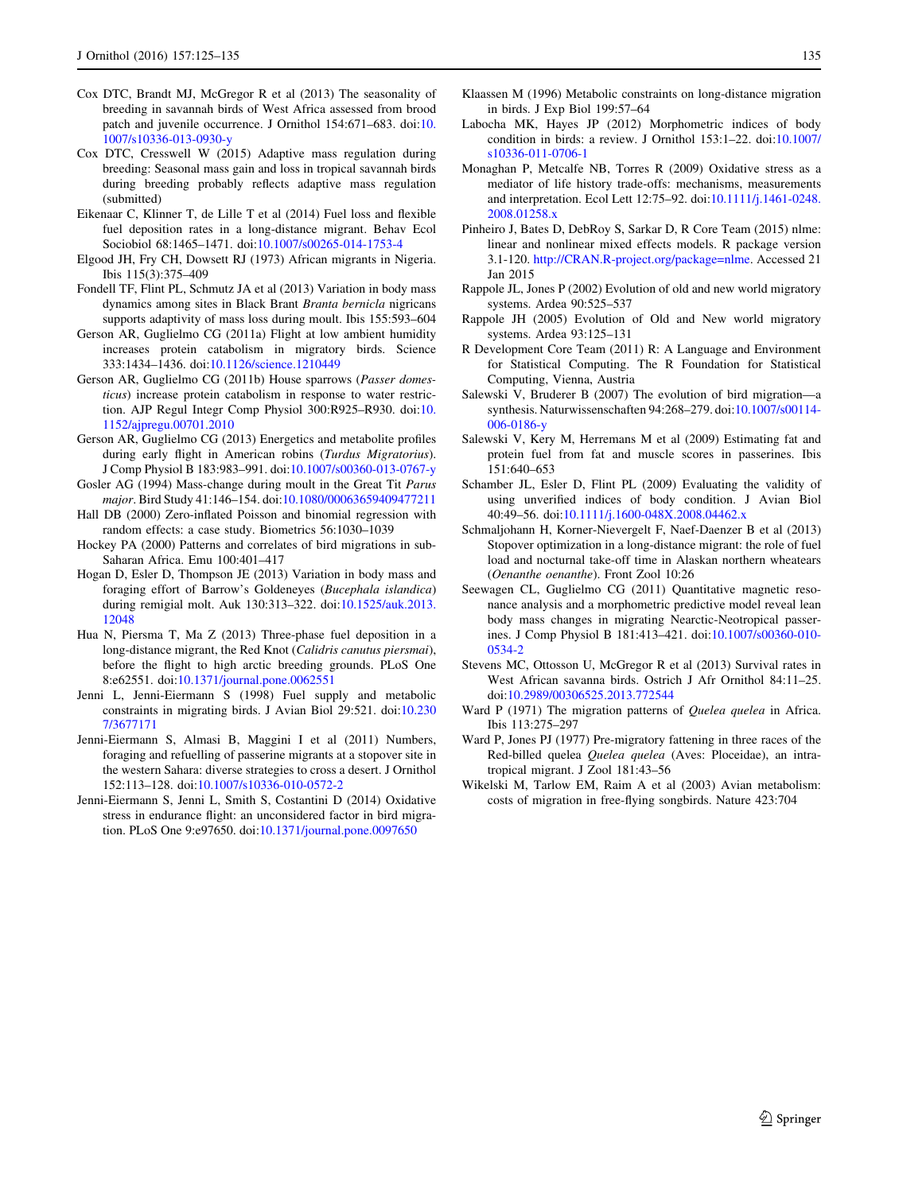Cox DTC, Brandt MJ, McGregor R et al (2013) The seasonality of breeding in savannah birds of West Africa assessed from brood patch and juvenile occurrence. J Ornithol 154:671–683. doi:10.1007/s10336-013-0930-y

Cox DTC, Cresswell W (2015) Adaptive mass regulation during breeding: Seasonal mass gain and loss in tropical savannah birds during breeding probably reflects adaptive mass regulation (submitted)

Eikenaar C, Klinner T, de Lille T et al (2014) Fuel loss and flexible fuel deposition rates in a long-distance migrant. Behav Ecol Sociobiol 68:1465–1471. doi:10.1007/s00265-014-1753-4

Elgood JH, Fry CH, Dowsett RJ (1973) African migrants in Nigeria. Ibis 115(3):375–409

Fondell TF, Flint PL, Schmutz JA et al (2013) Variation in body mass dynamics among sites in Black Brant *Branta bernicla* nigricans supports adaptivity of mass loss during moult. Ibis 155:593–604

Gerson AR, Guglielmo CG (2011a) Flight at low ambient humidity increases protein catabolism in migratory birds. Science 333:1434–1436. doi:10.1126/science.1210449

Gerson AR, Guglielmo CG (2011b) House sparrows (*Passer domesticus*) increase protein catabolism in response to water restriction. AJP Regul Integr Comp Physiol 300:R925–R930. doi:10.1152/ajpregu.00701.2010

Gerson AR, Guglielmo CG (2013) Energetics and metabolite profiles during early flight in American robins (*Turdus Migratorius*). J Comp Physiol B 183:983–991. doi:10.1007/s00360-013-0767-y

Gosler AG (1994) Mass-change during moult in the Great Tit *Parus major*. Bird Study 41:146–154. doi:10.1080/00063659409477211

Hall DB (2000) Zero-inflated Poisson and binomial regression with random effects: a case study. Biometrics 56:1030–1039

Hockey PA (2000) Patterns and correlates of bird migrations in sub-Saharan Africa. Emu 100:401–417

Hogan D, Esler D, Thompson JE (2013) Variation in body mass and foraging effort of Barrow's Goldeneyes (*Bucephala islandica*) during remigial molt. Auk 130:313–322. doi:10.1525/auk.2013.12048

Hua N, Piersma T, Ma Z (2013) Three-phase fuel deposition in a long-distance migrant, the Red Knot (*Calidris canutus piersmai*), before the flight to high arctic breeding grounds. PLoS One 8:e62551. doi:10.1371/journal.pone.0062551

Jenni L, Jenni-Eiermann S (1998) Fuel supply and metabolic constraints in migrating birds. J Avian Biol 29:521. doi:10.2307/3677171

Jenni-Eiermann S, Almasi B, Maggini I et al (2011) Numbers, foraging and refuelling of passerine migrants at a stopover site in the western Sahara: diverse strategies to cross a desert. J Ornithol 152:113–128. doi:10.1007/s10336-010-0572-2

Jenni-Eiermann S, Jenni L, Smith S, Costantini D (2014) Oxidative stress in endurance flight: an unconsidered factor in bird migration. PLoS One 9:e97650. doi:10.1371/journal.pone.0097650

Klaassen M (1996) Metabolic constraints on long-distance migration in birds. J Exp Biol 199:57–64

Labocha MK, Hayes JP (2012) Morphometric indices of body condition in birds: a review. J Ornithol 153:1–22. doi:10.1007/s10336-011-0706-1

Monaghan P, Metcalfe NB, Torres R (2009) Oxidative stress as a mediator of life history trade-offs: mechanisms, measurements and interpretation. Ecol Lett 12:75–92. doi:10.1111/j.1461-0248.2008.01258.x

Pinheiro J, Bates D, DebRoy S, Sarkar D, R Core Team (2015) nlme: linear and nonlinear mixed effects models. R package version 3.1-120. http://CRAN.R-project.org/package=nlme. Accessed 21 Jan 2015

Rappole JL, Jones P (2002) Evolution of old and new world migratory systems. Ardea 90:525–537

Rappole JH (2005) Evolution of Old and New world migratory systems. Ardea 93:125–131

R Development Core Team (2011) R: A Language and Environment for Statistical Computing. The R Foundation for Statistical Computing, Vienna, Austria

Salewski V, Bruderer B (2007) The evolution of bird migration—a synthesis. Naturwissenschaften 94:268–279. doi:10.1007/s00114-006-0186-y

Salewski V, Kery M, Herremans M et al (2009) Estimating fat and protein fuel from fat and muscle scores in passerines. Ibis 151:640–653

Schamber JL, Esler D, Flint PL (2009) Evaluating the validity of using unverified indices of body condition. J Avian Biol 40:49–56. doi:10.1111/j.1600-048X.2008.04462.x

Schmaljohann H, Korner-Nievergelt F, Naef-Daenzer B et al (2013) Stopover optimization in a long-distance migrant: the role of fuel load and nocturnal take-off time in Alaskan northern wheatears (*Oenanthe oenanthe*). Front Zool 10:26

Seewagen CL, Guglielmo CG (2011) Quantitative magnetic resonance analysis and a morphometric predictive model reveal lean body mass changes in migrating Nearctic-Neotropical passerines. J Comp Physiol B 181:413–421. doi:10.1007/s00360-010-0534-2

Stevens MC, Ottosson U, McGregor R et al (2013) Survival rates in West African savanna birds. Ostrich J Afr Ornithol 84:11–25. doi:10.2989/00306525.2013.772544

Ward P (1971) The migration patterns of *Quelea quelea* in Africa. Ibis 113:275–297

Ward P, Jones PJ (1977) Pre-migratory fattening in three races of the Red-billed quelea *Quelea quelea* (Aves: Ploceidae), an intra-tropical migrant. J Zool 181:43–56

Wikelski M, Tarlow EM, Raim A et al (2003) Avian metabolism: costs of migration in free-flying songbirds. Nature 423:704